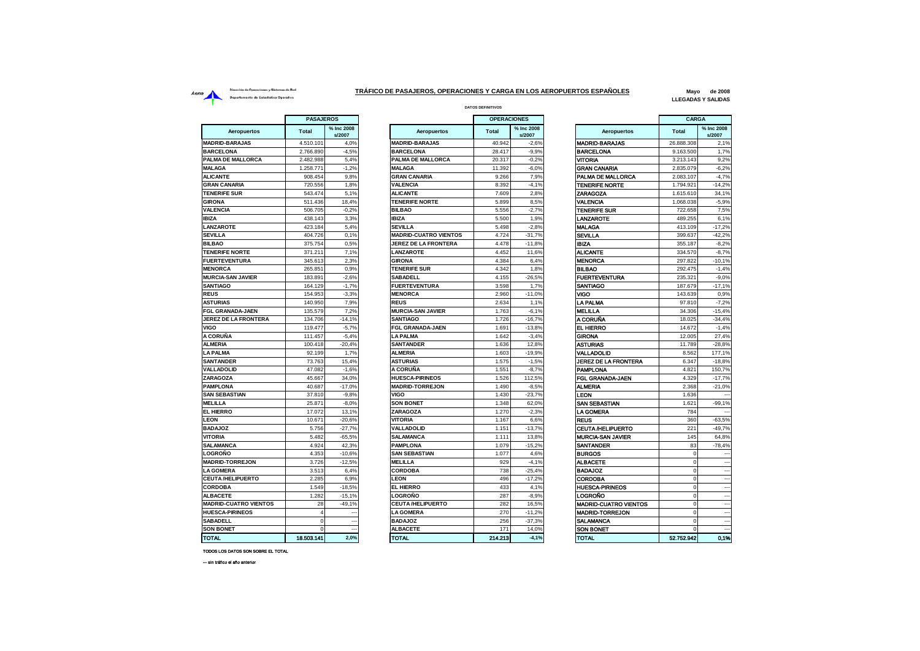Aena — Dirección de Operaciones y Sistemas de Red — Departamento de Estadística Operativa

# TRÁFICO DE PASAJEROS, OPERACIONES Y CARGA EN LOS AEROPUERTOS ESPAÑOLES

**Mayo de 2008**

**LLEGADAS Y SALIDAS**

DATOS DEFINITIVOS

## PASAJEROS

| Aeropuertos | Total | % Inc 2008 s/2007 |
|---|---|---|
| MADRID-BARAJAS | 4.510.101 | 4,0% |
| BARCELONA | 2.766.890 | -4,5% |
| PALMA DE MALLORCA | 2.482.988 | 5,4% |
| MALAGA | 1.258.771 | -1,2% |
| ALICANTE | 908.454 | 9,8% |
| GRAN CANARIA | 720.556 | 1,8% |
| TENERIFE SUR | 543.474 | 5,1% |
| GIRONA | 511.436 | 18,4% |
| VALENCIA | 506.705 | -0,2% |
| IBIZA | 438.143 | 3,3% |
| LANZAROTE | 423.184 | 5,4% |
| SEVILLA | 404.726 | 0,1% |
| BILBAO | 375.754 | 0,5% |
| TENERIFE NORTE | 371.211 | 7,1% |
| FUERTEVENTURA | 345.613 | 2,3% |
| MENORCA | 265.851 | 0,9% |
| MURCIA-SAN JAVIER | 183.891 | -2,6% |
| SANTIAGO | 164.129 | -1,7% |
| REUS | 154.953 | -3,3% |
| ASTURIAS | 140.950 | 7,9% |
| FGL GRANADA-JAEN | 135.579 | 7,2% |
| JEREZ DE LA FRONTERA | 134.706 | -14,1% |
| VIGO | 119.477 | -5,7% |
| A CORUÑA | 111.457 | -5,4% |
| ALMERIA | 100.418 | -20,4% |
| LA PALMA | 92.199 | 1,7% |
| SANTANDER | 73.763 | 15,4% |
| VALLADOLID | 47.082 | -1,6% |
| ZARAGOZA | 45.667 | 34,0% |
| PAMPLONA | 40.687 | -17,0% |
| SAN SEBASTIAN | 37.810 | -9,8% |
| MELILLA | 25.871 | -8,0% |
| EL HIERRO | 17.072 | 13,1% |
| LEON | 10.671 | -20,6% |
| BADAJOZ | 5.756 | -27,7% |
| VITORIA | 5.482 | -65,5% |
| SALAMANCA | 4.924 | 42,3% |
| LOGROÑO | 4.353 | -10,6% |
| MADRID-TORREJON | 3.726 | -12,5% |
| LA GOMERA | 3.513 | 6,4% |
| CEUTA /HELIPUERTO | 2.285 | 6,9% |
| CORDOBA | 1.549 | -18,5% |
| ALBACETE | 1.282 | -15,1% |
| MADRID-CUATRO VIENTOS | 28 | -49,1% |
| HUESCA-PIRINEOS | 4 | --- |
| SABADELL | 0 | --- |
| SON BONET | 0 | --- |
| **TOTAL** | **18.503.141** | **2,0%** |

## OPERACIONES

| Aeropuertos | Total | % Inc 2008 s/2007 |
|---|---|---|
| MADRID-BARAJAS | 40.942 | -2,6% |
| BARCELONA | 28.417 | -9,9% |
| PALMA DE MALLORCA | 20.317 | -0,2% |
| MALAGA | 11.392 | -6,0% |
| GRAN CANARIA | 9.266 | 7,9% |
| VALENCIA | 8.392 | -4,1% |
| ALICANTE | 7.609 | 2,8% |
| TENERIFE NORTE | 5.899 | 8,5% |
| BILBAO | 5.556 | -2,7% |
| IBIZA | 5.500 | 1,9% |
| SEVILLA | 5.498 | -2,8% |
| MADRID-CUATRO VIENTOS | 4.724 | -31,7% |
| JEREZ DE LA FRONTERA | 4.478 | -11,8% |
| LANZAROTE | 4.452 | 11,6% |
| GIRONA | 4.384 | 6,4% |
| TENERIFE SUR | 4.342 | 1,8% |
| SABADELL | 4.155 | -26,5% |
| FUERTEVENTURA | 3.598 | 1,7% |
| MENORCA | 2.960 | -11,0% |
| REUS | 2.634 | 1,1% |
| MURCIA-SAN JAVIER | 1.763 | -6,1% |
| SANTIAGO | 1.726 | -16,7% |
| FGL GRANADA-JAEN | 1.691 | -13,8% |
| LA PALMA | 1.642 | -3,4% |
| SANTANDER | 1.636 | 12,8% |
| ALMERIA | 1.603 | -19,9% |
| ASTURIAS | 1.575 | -1,5% |
| A CORUÑA | 1.551 | -8,7% |
| HUESCA-PIRINEOS | 1.526 | 112,5% |
| MADRID-TORREJON | 1.490 | -8,5% |
| VIGO | 1.430 | -23,7% |
| SON BONET | 1.348 | 62,0% |
| ZARAGOZA | 1.270 | -2,3% |
| VITORIA | 1.167 | 6,6% |
| VALLADOLID | 1.151 | -13,7% |
| SALAMANCA | 1.111 | 13,8% |
| PAMPLONA | 1.079 | -15,2% |
| SAN SEBASTIAN | 1.077 | 4,6% |
| MELILLA | 929 | -4,1% |
| CORDOBA | 738 | -25,4% |
| LEON | 496 | -17,2% |
| EL HIERRO | 433 | 4,1% |
| LOGROÑO | 287 | -8,9% |
| CEUTA /HELIPUERTO | 282 | 16,5% |
| LA GOMERA | 270 | -11,2% |
| BADAJOZ | 256 | -37,3% |
| ALBACETE | 171 | 14,0% |
| **TOTAL** | **214.213** | **-4,1%** |

## CARGA

| Aeropuertos | Total | % Inc 2008 s/2007 |
|---|---|---|
| MADRID-BARAJAS | 26.888.308 | 2,1% |
| BARCELONA | 9.163.500 | 1,7% |
| VITORIA | 3.213.143 | 9,2% |
| GRAN CANARIA | 2.835.079 | -6,2% |
| PALMA DE MALLORCA | 2.083.107 | -4,7% |
| TENERIFE NORTE | 1.794.921 | -14,2% |
| ZARAGOZA | 1.615.610 | 34,1% |
| VALENCIA | 1.068.038 | -5,9% |
| TENERIFE SUR | 722.658 | 7,5% |
| LANZAROTE | 489.255 | 6,1% |
| MALAGA | 413.109 | -17,2% |
| SEVILLA | 399.637 | -42,2% |
| IBIZA | 355.187 | -8,2% |
| ALICANTE | 334.570 | -8,7% |
| MENORCA | 297.822 | -10,1% |
| BILBAO | 292.475 | -1,4% |
| FUERTEVENTURA | 235.321 | -9,0% |
| SANTIAGO | 187.679 | -17,1% |
| VIGO | 143.639 | 0,9% |
| LA PALMA | 97.810 | -7,2% |
| MELILLA | 34.306 | -15,4% |
| A CORUÑA | 18.025 | -34,4% |
| EL HIERRO | 14.672 | -1,4% |
| GIRONA | 12.005 | 27,4% |
| ASTURIAS | 11.789 | -28,8% |
| VALLADOLID | 8.562 | 177,1% |
| JEREZ DE LA FRONTERA | 6.347 | -18,8% |
| PAMPLONA | 4.821 | 150,7% |
| FGL GRANADA-JAEN | 4.329 | -17,7% |
| ALMERIA | 2.368 | -21,0% |
| LEON | 1.636 | --- |
| SAN SEBASTIAN | 1.621 | -99,1% |
| LA GOMERA | 784 | --- |
| REUS | 360 | -63,5% |
| CEUTA /HELIPUERTO | 221 | -49,7% |
| MURCIA-SAN JAVIER | 145 | 64,8% |
| SANTANDER | 83 | -78,4% |
| BURGOS | 0 | --- |
| ALBACETE | 0 | --- |
| BADAJOZ | 0 | --- |
| CORDOBA | 0 | --- |
| HUESCA-PIRINEOS | 0 | --- |
| LOGROÑO | 0 | --- |
| MADRID-CUATRO VIENTOS | 0 | --- |
| MADRID-TORREJON | 0 | --- |
| SALAMANCA | 0 | --- |
| SON BONET | 0 | --- |
| **TOTAL** | **52.752.942** | **0,1%** |

TODOS LOS DATOS SON SOBRE EL TOTAL

--- sin tráfico el año anterior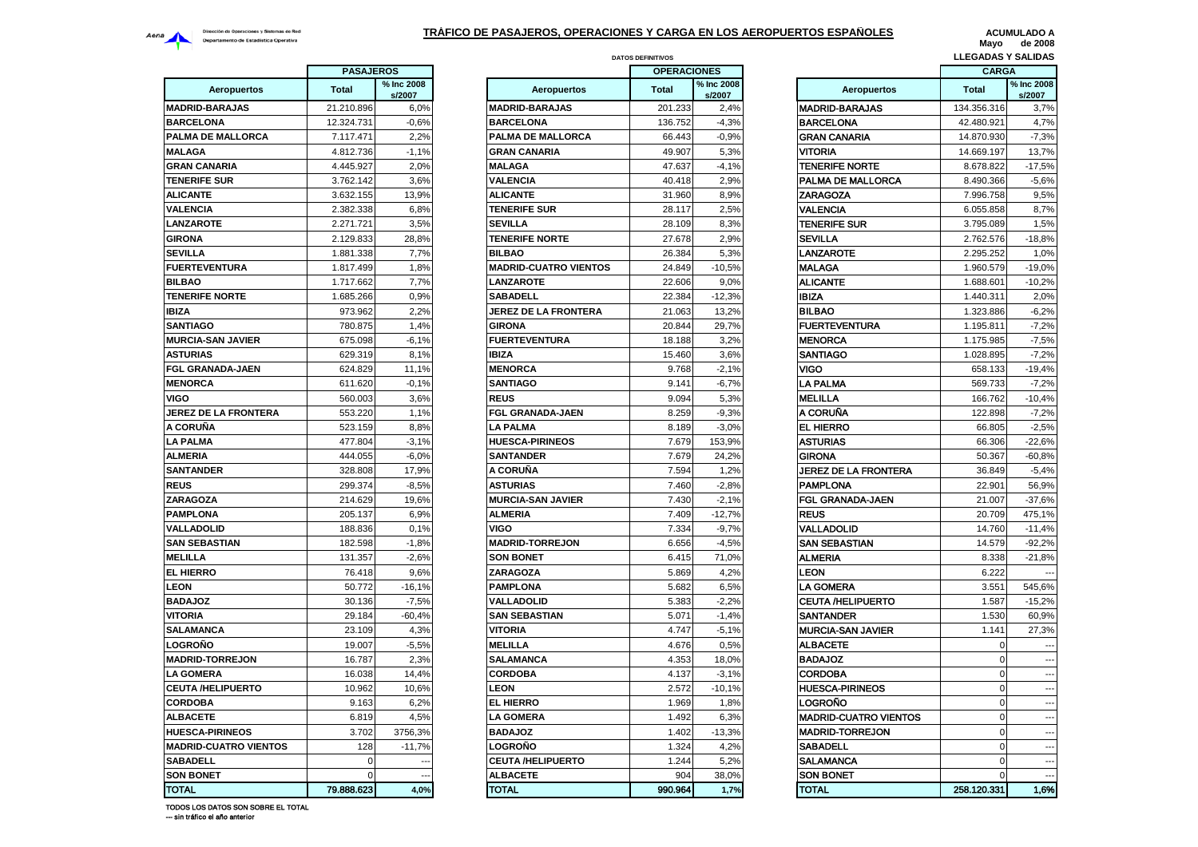Aena — Dirección de Operaciones y Sistemas de Red — Departamento de Estadística Operativa

# TRÁFICO DE PASAJEROS, OPERACIONES Y CARGA EN LOS AEROPUERTOS ESPAÑOLES

**ACUMULADO A Mayo de 2008**

DATOS DEFINITIVOS

**LLEGADAS Y SALIDAS**

| Aeropuertos | PASAJEROS Total | % Inc 2008 s/2007 |
|---|---|---|
| MADRID-BARAJAS | 21.210.896 | 6,0% |
| BARCELONA | 12.324.731 | -0,6% |
| PALMA DE MALLORCA | 7.117.471 | 2,2% |
| MALAGA | 4.812.736 | -1,1% |
| GRAN CANARIA | 4.445.927 | 2,0% |
| TENERIFE SUR | 3.762.142 | 3,6% |
| ALICANTE | 3.632.155 | 13,9% |
| VALENCIA | 2.382.338 | 6,8% |
| LANZAROTE | 2.271.721 | 3,5% |
| GIRONA | 2.129.833 | 28,8% |
| SEVILLA | 1.881.338 | 7,7% |
| FUERTEVENTURA | 1.817.499 | 1,8% |
| BILBAO | 1.717.662 | 7,7% |
| TENERIFE NORTE | 1.685.266 | 0,9% |
| IBIZA | 973.962 | 2,2% |
| SANTIAGO | 780.875 | 1,4% |
| MURCIA-SAN JAVIER | 675.098 | -6,1% |
| ASTURIAS | 629.319 | 8,1% |
| FGL GRANADA-JAEN | 624.829 | 11,1% |
| MENORCA | 611.620 | -0,1% |
| VIGO | 560.003 | 3,6% |
| JEREZ DE LA FRONTERA | 553.220 | 1,1% |
| A CORUÑA | 523.159 | 8,8% |
| LA PALMA | 477.804 | -3,1% |
| ALMERIA | 444.055 | -6,0% |
| SANTANDER | 328.808 | 17,9% |
| REUS | 299.374 | -8,5% |
| ZARAGOZA | 214.629 | 19,6% |
| PAMPLONA | 205.137 | 6,9% |
| VALLADOLID | 188.836 | 0,1% |
| SAN SEBASTIAN | 182.598 | -1,8% |
| MELILLA | 131.357 | -2,6% |
| EL HIERRO | 76.418 | 9,6% |
| LEON | 50.772 | -16,1% |
| BADAJOZ | 30.136 | -7,5% |
| VITORIA | 29.184 | -60,4% |
| SALAMANCA | 23.109 | 4,3% |
| LOGROÑO | 19.007 | -5,5% |
| MADRID-TORREJON | 16.787 | 2,3% |
| LA GOMERA | 16.038 | 14,4% |
| CEUTA /HELIPUERTO | 10.962 | 10,6% |
| CORDOBA | 9.163 | 6,2% |
| ALBACETE | 6.819 | 4,5% |
| HUESCA-PIRINEOS | 3.702 | 3756,3% |
| MADRID-CUATRO VIENTOS | 128 | -11,7% |
| SABADELL | 0 | --- |
| SON BONET | 0 | --- |
| **TOTAL** | **79.888.623** | **4,0%** |

| Aeropuertos | OPERACIONES Total | % Inc 2008 s/2007 |
|---|---|---|
| MADRID-BARAJAS | 201.233 | 2,4% |
| BARCELONA | 136.752 | -4,3% |
| PALMA DE MALLORCA | 66.443 | -0,9% |
| GRAN CANARIA | 49.907 | 5,3% |
| MALAGA | 47.637 | -4,1% |
| VALENCIA | 40.418 | 2,9% |
| ALICANTE | 31.960 | 8,9% |
| TENERIFE SUR | 28.117 | 2,5% |
| SEVILLA | 28.109 | 8,3% |
| TENERIFE NORTE | 27.678 | 2,9% |
| BILBAO | 26.384 | 5,3% |
| MADRID-CUATRO VIENTOS | 24.849 | -10,5% |
| LANZAROTE | 22.606 | 9,0% |
| SABADELL | 22.384 | -12,3% |
| JEREZ DE LA FRONTERA | 21.063 | 13,2% |
| GIRONA | 20.844 | 29,7% |
| FUERTEVENTURA | 18.188 | 3,2% |
| IBIZA | 15.460 | 3,6% |
| MENORCA | 9.768 | -2,1% |
| SANTIAGO | 9.141 | -6,7% |
| REUS | 9.094 | 5,3% |
| FGL GRANADA-JAEN | 8.259 | -9,3% |
| LA PALMA | 8.189 | -3,0% |
| HUESCA-PIRINEOS | 7.679 | 153,9% |
| SANTANDER | 7.679 | 24,2% |
| A CORUÑA | 7.594 | 1,2% |
| ASTURIAS | 7.460 | -2,8% |
| MURCIA-SAN JAVIER | 7.430 | -2,1% |
| ALMERIA | 7.409 | -12,7% |
| VIGO | 7.334 | -9,7% |
| MADRID-TORREJON | 6.656 | -4,5% |
| SON BONET | 6.415 | 71,0% |
| ZARAGOZA | 5.869 | 4,2% |
| PAMPLONA | 5.682 | 6,5% |
| VALLADOLID | 5.383 | -2,2% |
| SAN SEBASTIAN | 5.071 | -1,4% |
| VITORIA | 4.747 | -5,1% |
| MELILLA | 4.676 | 0,5% |
| SALAMANCA | 4.353 | 18,0% |
| CORDOBA | 4.137 | -3,1% |
| LEON | 2.572 | -10,1% |
| EL HIERRO | 1.969 | 1,8% |
| LA GOMERA | 1.492 | 6,3% |
| BADAJOZ | 1.402 | -13,3% |
| LOGROÑO | 1.324 | 4,2% |
| CEUTA /HELIPUERTO | 1.244 | 5,2% |
| ALBACETE | 904 | 38,0% |
| **TOTAL** | **990.964** | **1,7%** |

| Aeropuertos | CARGA Total | % Inc 2008 s/2007 |
|---|---|---|
| MADRID-BARAJAS | 134.356.316 | 3,7% |
| BARCELONA | 42.480.921 | 4,7% |
| GRAN CANARIA | 14.870.930 | -7,3% |
| VITORIA | 14.669.197 | 13,7% |
| TENERIFE NORTE | 8.678.822 | -17,5% |
| PALMA DE MALLORCA | 8.490.366 | -5,6% |
| ZARAGOZA | 7.996.758 | 9,5% |
| VALENCIA | 6.055.858 | 8,7% |
| TENERIFE SUR | 3.795.089 | 1,5% |
| SEVILLA | 2.762.576 | -18,8% |
| LANZAROTE | 2.295.252 | 1,0% |
| MALAGA | 1.960.579 | -19,0% |
| ALICANTE | 1.688.601 | -10,2% |
| IBIZA | 1.440.311 | 2,0% |
| BILBAO | 1.323.886 | -6,2% |
| FUERTEVENTURA | 1.195.811 | -7,2% |
| MENORCA | 1.175.985 | -7,5% |
| SANTIAGO | 1.028.895 | -7,2% |
| VIGO | 658.133 | -19,4% |
| LA PALMA | 569.733 | -7,2% |
| MELILLA | 166.762 | -10,4% |
| A CORUÑA | 122.898 | -7,2% |
| EL HIERRO | 66.805 | -2,5% |
| ASTURIAS | 66.306 | -22,6% |
| GIRONA | 50.367 | -60,8% |
| JEREZ DE LA FRONTERA | 36.849 | -5,4% |
| PAMPLONA | 22.901 | 56,9% |
| FGL GRANADA-JAEN | 21.007 | -37,6% |
| REUS | 20.709 | 475,1% |
| VALLADOLID | 14.760 | -11,4% |
| SAN SEBASTIAN | 14.579 | -92,2% |
| ALMERIA | 8.338 | -21,8% |
| LEON | 6.222 | --- |
| LA GOMERA | 3.551 | 545,6% |
| CEUTA /HELIPUERTO | 1.587 | -15,2% |
| SANTANDER | 1.530 | 60,9% |
| MURCIA-SAN JAVIER | 1.141 | 27,3% |
| ALBACETE | 0 | --- |
| BADAJOZ | 0 | --- |
| CORDOBA | 0 | --- |
| HUESCA-PIRINEOS | 0 | --- |
| LOGROÑO | 0 | --- |
| MADRID-CUATRO VIENTOS | 0 | --- |
| MADRID-TORREJON | 0 | --- |
| SABADELL | 0 | --- |
| SALAMANCA | 0 | --- |
| SON BONET | 0 | --- |
| **TOTAL** | **258.120.331** | **1,6%** |

TODOS LOS DATOS SON SOBRE EL TOTAL

--- sin tráfico el año anterior